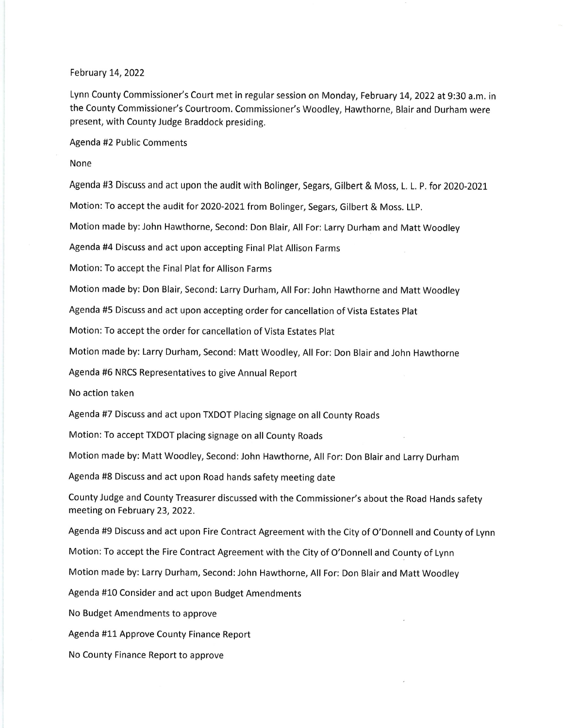February 14, 2022

Lynn County Commissioner's Court met in regular session on Monday, February 14, 2022 at 9:30 a.m. in the County Commissioner's Courtroom. Commissioner's Woodley, Hawthorne, Blair and Durham were present, with County Judge Braddock presiding.

Agenda #2 Public Comments

None

Agenda #3 Discuss and act upon the audit with Bolinger, Segars, Gilbert & Moss, L. L. P. for 2020-2021

Motion: To accept the audit for 2020-2021 from Bolinger, Segars, Gilbert & Moss. LLP.

Motion made by: John Hawthorne, Second: Don Blair, All For: Larry Durham and Matt Woodley

Agenda #4 Discuss and act upon accepting Final Plat Allison Farms

Motion: To accept the Final Plat for Allison Farms

Motion made by: Don Blair, Second: Larry Durham, All For: John Hawthorne and Matt Woodley

Agenda #5 Discuss and act upon accepting order for cancellation of Vista Estates Plat

Motion: To accept the order for cancellation of Vista Estates Plat

Motion made by: Larry Durham, Second: Matt Woodley, All For: Don Blair and John Hawthorne

Agenda #6 NRCS Representatives to give Annual Report

No action taken

Agenda #7 Discuss and act upon TXDOT Placing signage on all County Roads

Motion: To accept TXDOT placing signage on all County Roads

Motion made by: Matt Woodley, Second: John Hawthorne, All For: Don Blair and Larry Durham

Agenda #8 Discuss and act upon Road hands safety meeting date

County Judge and County Treasurer discussed with the Commissioner's about the Road Hands safety meeting on February 23, 2022.

Agenda #9 Discuss and act upon Fire Contract Agreement with the City of O'Donnell and County of Lynn

Motion: To accept the Fire Contract Agreement with the City of O'Donnell and County of Lynn

Motion made by: Larry Durham, Second: John Hawthorne, All For: Don Blair and Matt Woodley

Agenda #10 Consider and act upon Budget Amendments

No Budget Amendments to approve

Agenda #11 Approve County Finance Report

No County Finance Report to approve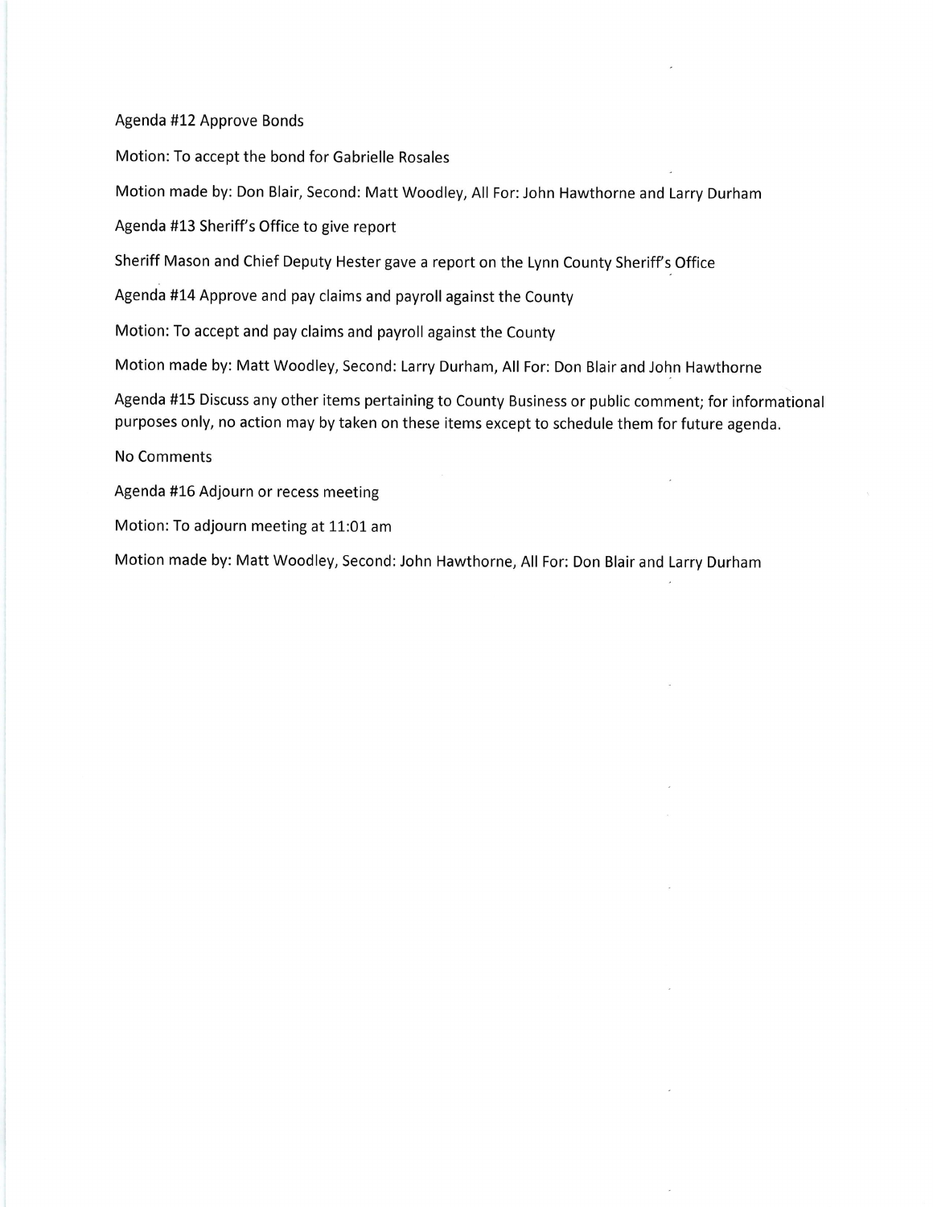Agenda #12 Approve Bonds

Motion: To accept the bond for Gabrielle Rosales

Motion made by: Don Blair, Second: Matt Woodley, All For: John Hawthorne and Larry Durham

Agenda #13 Sheriff's Office to give report

Sheriff Mason and Chief Deputy Hester gave a report on the Lynn County Sheriff's Office

Agenda #14 Approve and pay claims and payroll against the County

Motion: To accept and pay claims and payroll against the County

Motion made by: Matt Woodley, Second: Larry Durham, All For: Don Blair and John Hawthorne

Agenda #15 Discuss any other items pertaining to County Business or public comment; for informational purposes only, no action may by taken on these items except to schedule them for future agenda.

No Comments

Agenda #16 Adjourn or recess meeting

Motion: To adjourn meeting at 11:01 am

Motion made by: Matt Woodley, Second: John Hawthorne, All For: Don Blair and Larry Durham